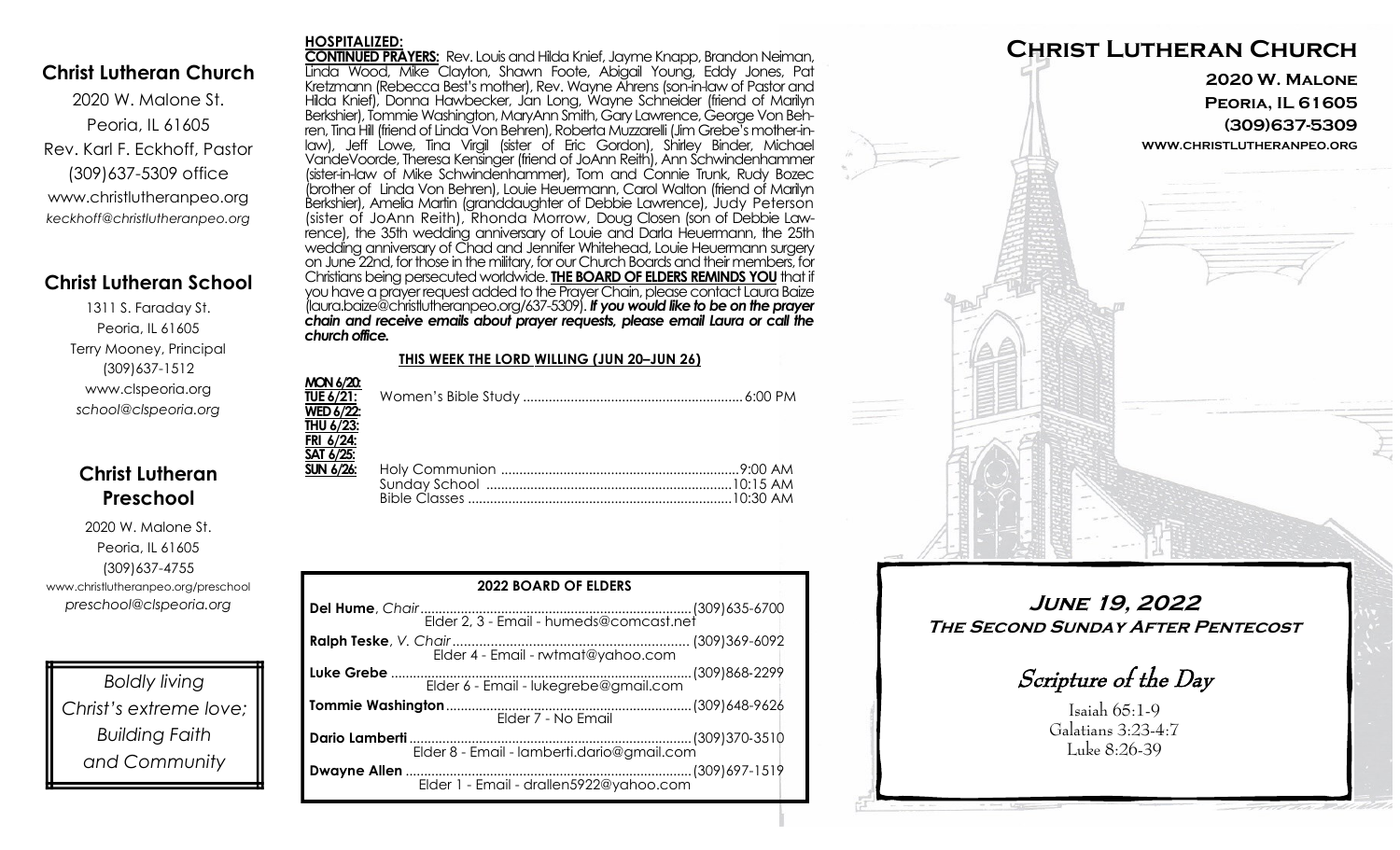## Christ Lutheran Church

2020 W. Malone St.
Peoria, IL 61605
Rev. Karl F. Eckhoff, Pastor
(309)637-5309 office
www.christlutheranpeo.org
*keckhoff@christlutheranpeo.org*

## Christ Lutheran School

1311 S. Faraday St.
Peoria, IL 61605
Terry Mooney, Principal
(309)637-1512
www.clspeoria.org
*school@clspeoria.org*

## Christ Lutheran Preschool

2020 W. Malone St.
Peoria, IL 61605
(309)637-4755
www.christlutheranpeo.org/preschool
*preschool@clspeoria.org*

*Boldly living Christ's extreme love; Building Faith and Community*

**HOSPITALIZED:**

**CONTINUED PRAYERS:** Rev. Louis and Hilda Knief, Jayme Knapp, Brandon Neiman, Linda Wood, Mike Clayton, Shawn Foote, Abigail Young, Eddy Jones, Pat Kretzmann (Rebecca Best's mother), Rev. Wayne Ahrens (son-in-law of Pastor and Hilda Knief), Donna Hawbecker, Jan Long, Wayne Schneider (friend of Marilyn Berkshier), Tommie Washington, MaryAnn Smith, Gary Lawrence, George Von Behren, Tina Hill (friend of Linda Von Behren), Roberta Muzzarelli (Jim Grebe's mother-in-law), Jeff Lowe, Tina Virgil (sister of Eric Gordon), Shirley Binder, Michael VandeVoorde, Theresa Kensinger (friend of JoAnn Reith), Ann Schwindenhammer (sister-in-law of Mike Schwindenhammer), Tom and Connie Trunk, Rudy Bozec (brother of Linda Von Behren), Louie Heuermann, Carol Walton (friend of Marilyn Berkshier), Amelia Martin (granddaughter of Debbie Lawrence), Judy Peterson (sister of JoAnn Reith), Rhonda Morrow, Doug Closen (son of Debbie Lawrence), the 35th wedding anniversary of Louie and Darla Heuermann, the 25th wedding anniversary of Chad and Jennifer Whitehead, Louie Heuermann surgery on June 22nd, for those in the military, for our Church Boards and their members, for Christians being persecuted worldwide. **THE BOARD OF ELDERS REMINDS YOU** that if you have a prayer request added to the Prayer Chain, please contact Laura Baize (laura.baize@christlutheranpeo.org/637-5309). ***If you would like to be on the prayer chain and receive emails about prayer requests, please email Laura or call the church office.***

**THIS WEEK THE LORD WILLING (JUN 20–JUN 26)**

| Day | Event | Time |
|---|---|---|
| MON 6/20: | | |
| TUE 6/21: | Women's Bible Study | 6:00 PM |
| WED 6/22: | | |
| THU 6/23: | | |
| FRI 6/24: | | |
| SAT 6/25: | | |
| SUN 6/26: | Holy Communion | 9:00 AM |
| | Sunday School | 10:15 AM |
| | Bible Classes | 10:30 AM |

**2022 BOARD OF ELDERS**

**Del Hume**, *Chair* ........ (309)635-6700
Elder 2, 3 - Email - humeds@comcast.net

**Ralph Teske**, *V. Chair* ........ (309)369-6092
Elder 4 - Email - rwtmat@yahoo.com

**Luke Grebe** ........ (309)868-2299
Elder 6 - Email - lukegrebe@gmail.com

**Tommie Washington** ........ (309)648-9626
Elder 7 - No Email

**Dario Lamberti** ........ (309)370-3510
Elder 8 - Email - lamberti.dario@gmail.com

**Dwayne Allen** ........ (309)697-1519
Elder 1 - Email - drallen5922@yahoo.com

# Christ Lutheran Church

**2020 W. Malone**
**Peoria, IL 61605**
**(309)637-5309**
**www.christlutheranpeo.org**

## June 19, 2022
### The Second Sunday After Pentecost

*Scripture of the Day*

Isaiah 65:1-9
Galatians 3:23-4:7
Luke 8:26-39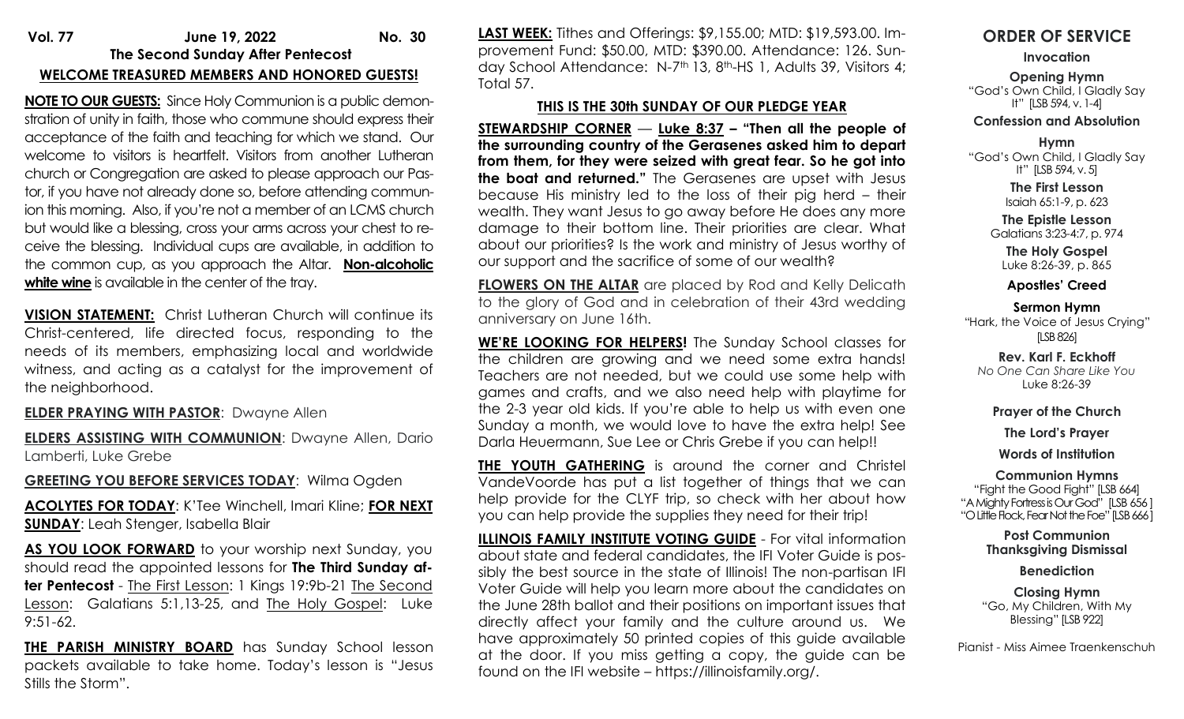**Vol. 77** **June 19, 2022** **No. 30**

**The Second Sunday After Pentecost**

**WELCOME TREASURED MEMBERS AND HONORED GUESTS!**

**NOTE TO OUR GUESTS:** Since Holy Communion is a public demonstration of unity in faith, those who commune should express their acceptance of the faith and teaching for which we stand. Our welcome to visitors is heartfelt. Visitors from another Lutheran church or Congregation are asked to please approach our Pastor, if you have not already done so, before attending communion this morning. Also, if you're not a member of an LCMS church but would like a blessing, cross your arms across your chest to receive the blessing. Individual cups are available, in addition to the common cup, as you approach the Altar. **Non-alcoholic white wine** is available in the center of the tray.

**VISION STATEMENT:** Christ Lutheran Church will continue its Christ-centered, life directed focus, responding to the needs of its members, emphasizing local and worldwide witness, and acting as a catalyst for the improvement of the neighborhood.

**ELDER PRAYING WITH PASTOR**: Dwayne Allen

**ELDERS ASSISTING WITH COMMUNION**: Dwayne Allen, Dario Lamberti, Luke Grebe

**GREETING YOU BEFORE SERVICES TODAY**: Wilma Ogden

**ACOLYTES FOR TODAY**: K'Tee Winchell, Imari Kline; **FOR NEXT SUNDAY**: Leah Stenger, Isabella Blair

**AS YOU LOOK FORWARD** to your worship next Sunday, you should read the appointed lessons for **The Third Sunday after Pentecost** - The First Lesson: 1 Kings 19:9b-21 The Second Lesson: Galatians 5:1,13-25, and The Holy Gospel: Luke 9:51-62.

**THE PARISH MINISTRY BOARD** has Sunday School lesson packets available to take home. Today's lesson is "Jesus Stills the Storm".

**LAST WEEK:** Tithes and Offerings: $9,155.00; MTD: $19,593.00. Improvement Fund: $50.00, MTD: $390.00. Attendance: 126. Sunday School Attendance: N-7th 13, 8th-HS 1, Adults 39, Visitors 4; Total 57.

**THIS IS THE 30th SUNDAY OF OUR PLEDGE YEAR**

**STEWARDSHIP CORNER** — **Luke 8:37 – "Then all the people of the surrounding country of the Gerasenes asked him to depart from them, for they were seized with great fear. So he got into the boat and returned."** The Gerasenes are upset with Jesus because His ministry led to the loss of their pig herd – their wealth. They want Jesus to go away before He does any more damage to their bottom line. Their priorities are clear. What about our priorities? Is the work and ministry of Jesus worthy of our support and the sacrifice of some of our wealth?

**FLOWERS ON THE ALTAR** are placed by Rod and Kelly Delicath to the glory of God and in celebration of their 43rd wedding anniversary on June 16th.

**WE'RE LOOKING FOR HELPERS!** The Sunday School classes for the children are growing and we need some extra hands! Teachers are not needed, but we could use some help with games and crafts, and we also need help with playtime for the 2-3 year old kids. If you're able to help us with even one Sunday a month, we would love to have the extra help! See Darla Heuermann, Sue Lee or Chris Grebe if you can help!!

**THE YOUTH GATHERING** is around the corner and Christel VandeVoorde has put a list together of things that we can help provide for the CLYF trip, so check with her about how you can help provide the supplies they need for their trip!

**ILLINOIS FAMILY INSTITUTE VOTING GUIDE** - For vital information about state and federal candidates, the IFI Voter Guide is possibly the best source in the state of Illinois! The non-partisan IFI Voter Guide will help you learn more about the candidates on the June 28th ballot and their positions on important issues that directly affect your family and the culture around us. We have approximately 50 printed copies of this guide available at the door. If you miss getting a copy, the guide can be found on the IFI website – https://illinoisfamily.org/.

## ORDER OF SERVICE

**Invocation**

**Opening Hymn**
"God's Own Child, I Gladly Say It" [LSB 594, v. 1-4]

**Confession and Absolution**

**Hymn**
"God's Own Child, I Gladly Say It" [LSB 594, v. 5]

**The First Lesson**
Isaiah 65:1-9, p. 623

**The Epistle Lesson**
Galatians 3:23-4:7, p. 974

**The Holy Gospel**
Luke 8:26-39, p. 865

**Apostles' Creed**

**Sermon Hymn**
"Hark, the Voice of Jesus Crying" [LSB 826]

**Rev. Karl F. Eckhoff**
*No One Can Share Like You*
Luke 8:26-39

**Prayer of the Church**

**The Lord's Prayer**

**Words of Institution**

**Communion Hymns**
"Fight the Good Fight" [LSB 664]
"A Mighty Fortress is Our God" [LSB 656]
"O Little Flock, Fear Not the Foe" [LSB 666]

**Post Communion Thanksgiving Dismissal**

**Benediction**

**Closing Hymn**
"Go, My Children, With My Blessing" [LSB 922]

Pianist - Miss Aimee Traenkenschuh